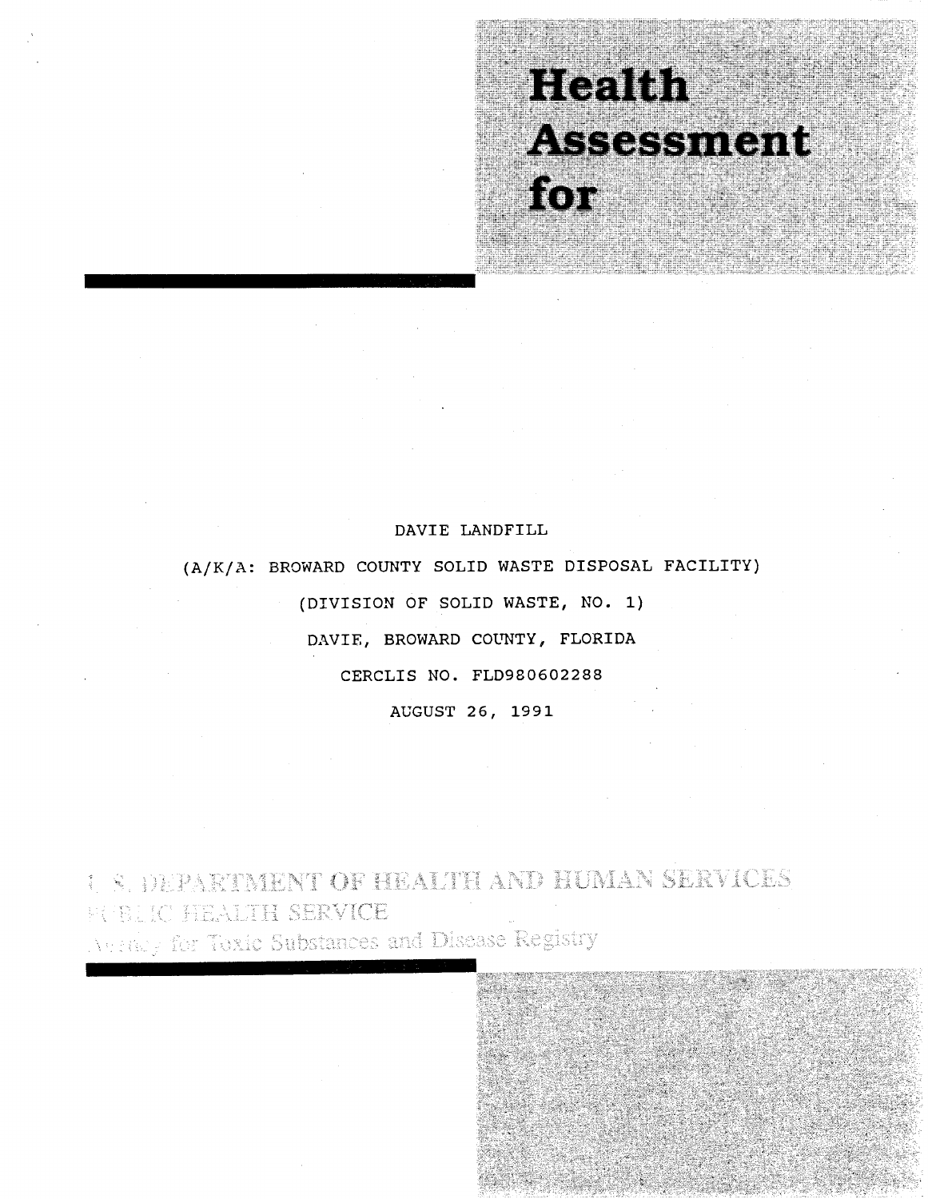# Health Assessment for

DAVIE LANDFILL

(A/K/A: BROWARD COUNTY SOLID WASTE DISPOSAL FACILITY)

(DIVISION OF SOLID WASTE, NO. 1)

DAVIE, BROWARD COUNTY, FLORIDA

CERCLIS NO. FLD980602288

AUGUST 26, 1991

U.S. DEPARTMENT OF HEALTH AND HUMAN SERVICES
PUBLIC HEALTH SERVICE
Agency for Toxic Substances and Disease Registry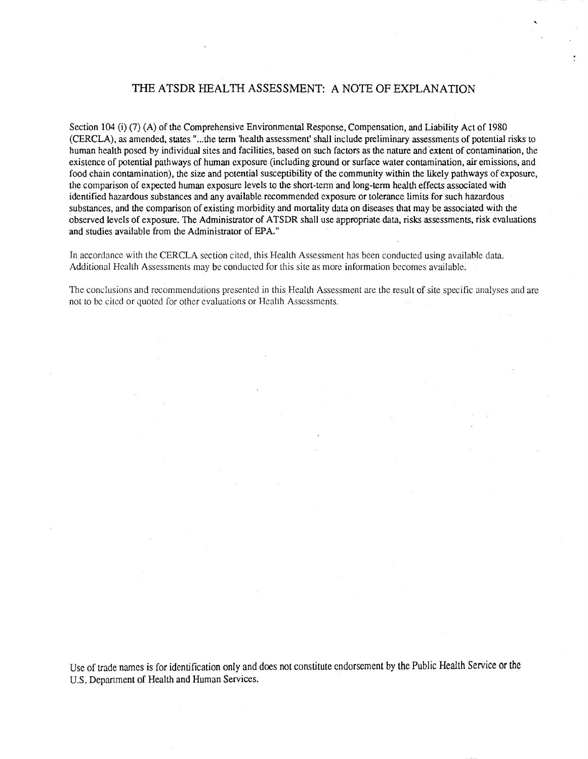# THE ATSDR HEALTH ASSESSMENT: A NOTE OF EXPLANATION

Section 104 (i) (7) (A) of the Comprehensive Environmental Response, Compensation, and Liability Act of 1980 (CERCLA), as amended, states "...the term 'health assessment' shall include preliminary assessments of potential risks to human health posed by individual sites and facilities, based on such factors as the nature and extent of contamination, the existence of potential pathways of human exposure (including ground or surface water contamination, air emissions, and food chain contamination), the size and potential susceptibility of the community within the likely pathways of exposure, the comparison of expected human exposure levels to the short-term and long-term health effects associated with identified hazardous substances and any available recommended exposure or tolerance limits for such hazardous substances, and the comparison of existing morbidity and mortality data on diseases that may be associated with the observed levels of exposure. The Administrator of ATSDR shall use appropriate data, risks assessments, risk evaluations and studies available from the Administrator of EPA."

In accordance with the CERCLA section cited, this Health Assessment has been conducted using available data. Additional Health Assessments may be conducted for this site as more information becomes available.

The conclusions and recommendations presented in this Health Assessment are the result of site specific analyses and are not to be cited or quoted for other evaluations or Health Assessments.

Use of trade names is for identification only and does not constitute endorsement by the Public Health Service or the U.S. Department of Health and Human Services.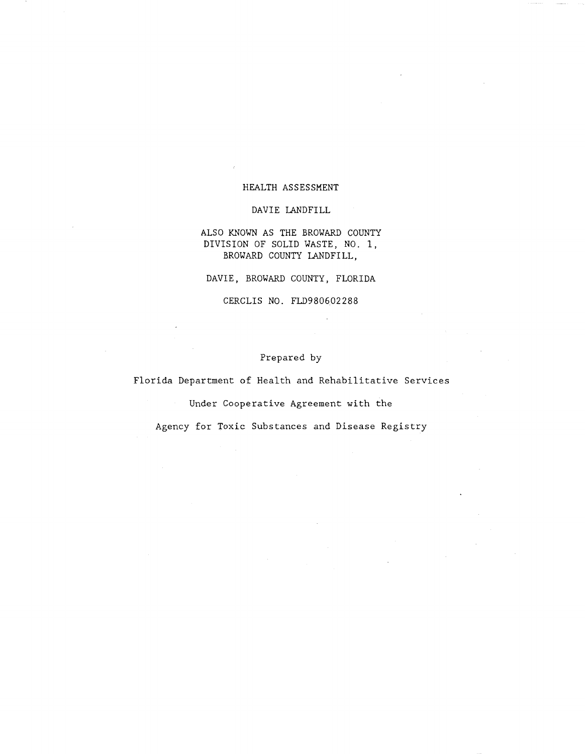# HEALTH ASSESSMENT

## DAVIE LANDFILL

ALSO KNOWN AS THE BROWARD COUNTY DIVISION OF SOLID WASTE, NO. 1, BROWARD COUNTY LANDFILL,

DAVIE, BROWARD COUNTY, FLORIDA

CERCLIS NO. FLD980602288

Prepared by

Florida Department of Health and Rehabilitative Services

Under Cooperative Agreement with the

Agency for Toxic Substances and Disease Registry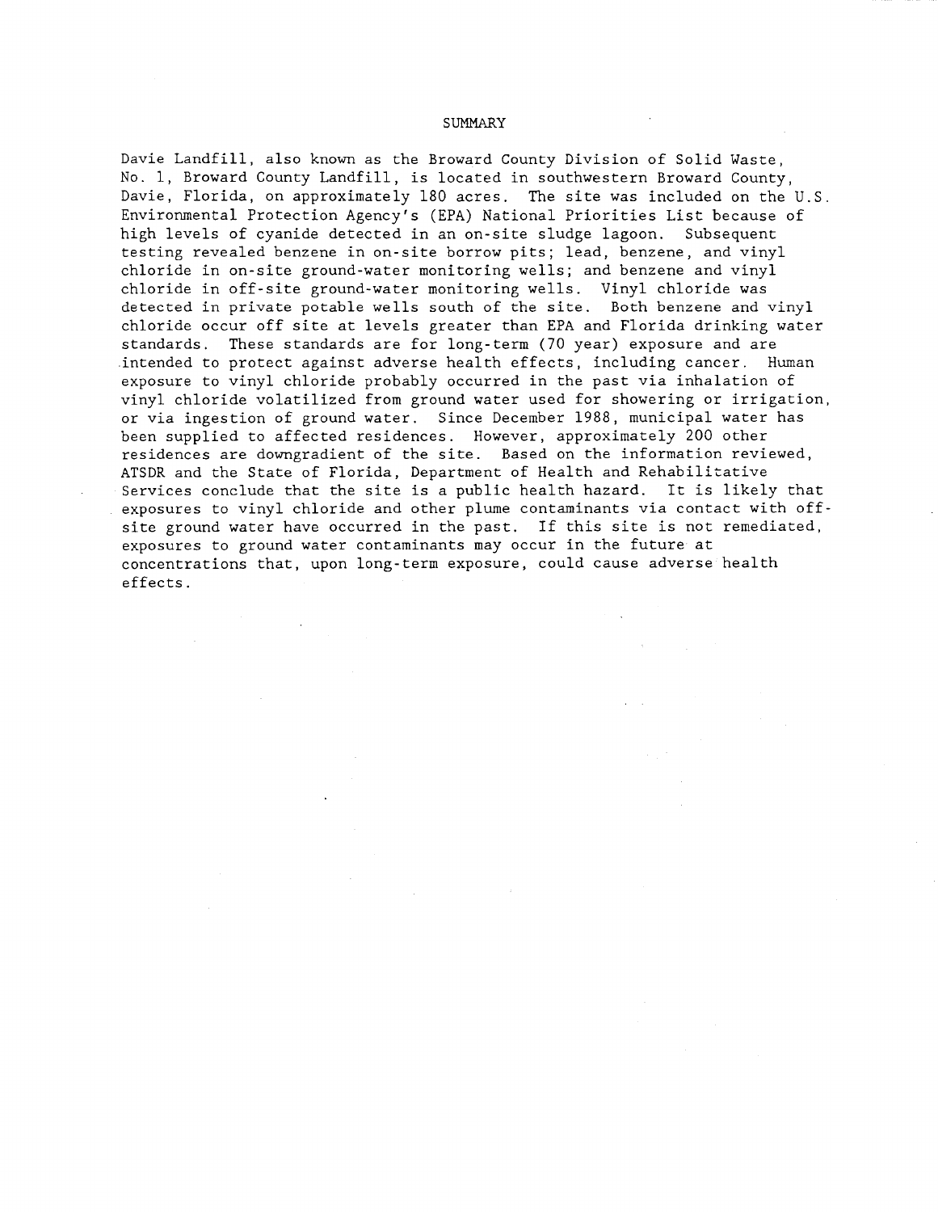# SUMMARY

Davie Landfill, also known as the Broward County Division of Solid Waste, No. 1, Broward County Landfill, is located in southwestern Broward County, Davie, Florida, on approximately 180 acres. The site was included on the U.S. Environmental Protection Agency's (EPA) National Priorities List because of high levels of cyanide detected in an on-site sludge lagoon. Subsequent testing revealed benzene in on-site borrow pits; lead, benzene, and vinyl chloride in on-site ground-water monitoring wells; and benzene and vinyl chloride in off-site ground-water monitoring wells. Vinyl chloride was detected in private potable wells south of the site. Both benzene and vinyl chloride occur off site at levels greater than EPA and Florida drinking water standards. These standards are for long-term (70 year) exposure and are intended to protect against adverse health effects, including cancer. Human exposure to vinyl chloride probably occurred in the past via inhalation of vinyl chloride volatilized from ground water used for showering or irrigation, or via ingestion of ground water. Since December 1988, municipal water has been supplied to affected residences. However, approximately 200 other residences are downgradient of the site. Based on the information reviewed, ATSDR and the State of Florida, Department of Health and Rehabilitative Services conclude that the site is a public health hazard. It is likely that exposures to vinyl chloride and other plume contaminants via contact with off-site ground water have occurred in the past. If this site is not remediated, exposures to ground water contaminants may occur in the future at concentrations that, upon long-term exposure, could cause adverse health effects.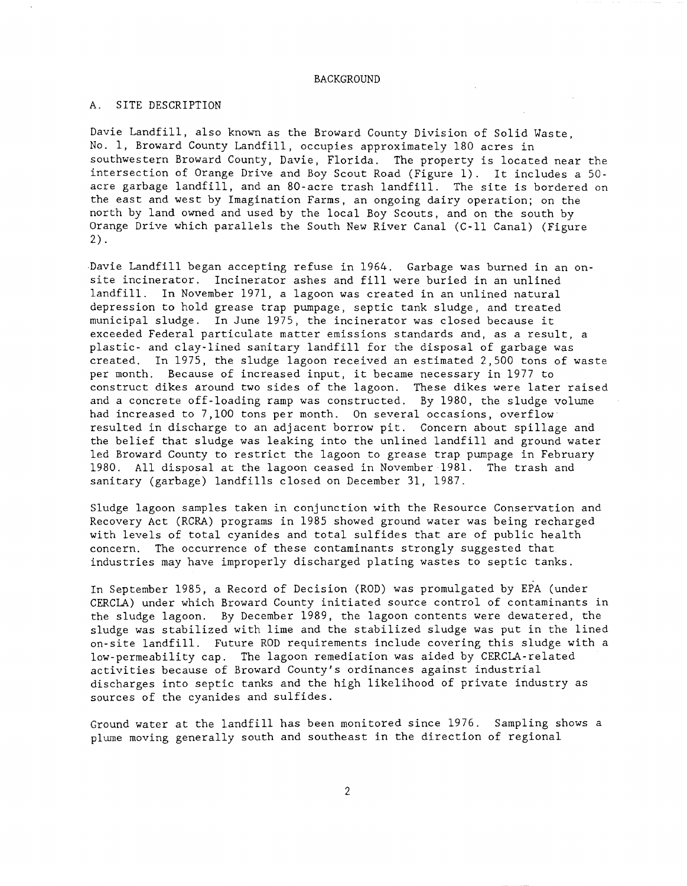# BACKGROUND

## A. SITE DESCRIPTION

Davie Landfill, also known as the Broward County Division of Solid Waste, No. 1, Broward County Landfill, occupies approximately 180 acres in southwestern Broward County, Davie, Florida. The property is located near the intersection of Orange Drive and Boy Scout Road (Figure 1). It includes a 50-acre garbage landfill, and an 80-acre trash landfill. The site is bordered on the east and west by Imagination Farms, an ongoing dairy operation; on the north by land owned and used by the local Boy Scouts, and on the south by Orange Drive which parallels the South New River Canal (C-11 Canal) (Figure 2).

Davie Landfill began accepting refuse in 1964. Garbage was burned in an on-site incinerator. Incinerator ashes and fill were buried in an unlined landfill. In November 1971, a lagoon was created in an unlined natural depression to hold grease trap pumpage, septic tank sludge, and treated municipal sludge. In June 1975, the incinerator was closed because it exceeded Federal particulate matter emissions standards and, as a result, a plastic- and clay-lined sanitary landfill for the disposal of garbage was created. In 1975, the sludge lagoon received an estimated 2,500 tons of waste per month. Because of increased input, it became necessary in 1977 to construct dikes around two sides of the lagoon. These dikes were later raised and a concrete off-loading ramp was constructed. By 1980, the sludge volume had increased to 7,100 tons per month. On several occasions, overflow resulted in discharge to an adjacent borrow pit. Concern about spillage and the belief that sludge was leaking into the unlined landfill and ground water led Broward County to restrict the lagoon to grease trap pumpage in February 1980. All disposal at the lagoon ceased in November 1981. The trash and sanitary (garbage) landfills closed on December 31, 1987.

Sludge lagoon samples taken in conjunction with the Resource Conservation and Recovery Act (RCRA) programs in 1985 showed ground water was being recharged with levels of total cyanides and total sulfides that are of public health concern. The occurrence of these contaminants strongly suggested that industries may have improperly discharged plating wastes to septic tanks.

In September 1985, a Record of Decision (ROD) was promulgated by EPA (under CERCLA) under which Broward County initiated source control of contaminants in the sludge lagoon. By December 1989, the lagoon contents were dewatered, the sludge was stabilized with lime and the stabilized sludge was put in the lined on-site landfill. Future ROD requirements include covering this sludge with a low-permeability cap. The lagoon remediation was aided by CERCLA-related activities because of Broward County's ordinances against industrial discharges into septic tanks and the high likelihood of private industry as sources of the cyanides and sulfides.

Ground water at the landfill has been monitored since 1976. Sampling shows a plume moving generally south and southeast in the direction of regional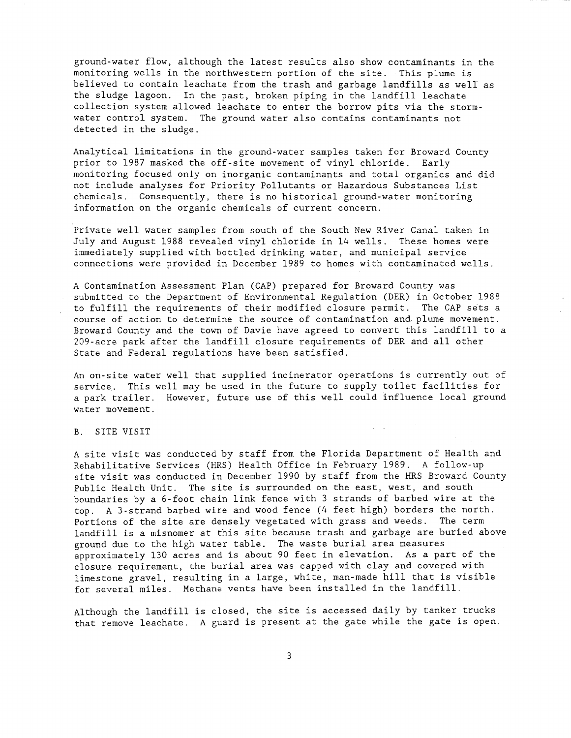ground-water flow, although the latest results also show contaminants in the monitoring wells in the northwestern portion of the site. This plume is believed to contain leachate from the trash and garbage landfills as well as the sludge lagoon. In the past, broken piping in the landfill leachate collection system allowed leachate to enter the borrow pits via the storm-water control system. The ground water also contains contaminants not detected in the sludge.

Analytical limitations in the ground-water samples taken for Broward County prior to 1987 masked the off-site movement of vinyl chloride. Early monitoring focused only on inorganic contaminants and total organics and did not include analyses for Priority Pollutants or Hazardous Substances List chemicals. Consequently, there is no historical ground-water monitoring information on the organic chemicals of current concern.

Private well water samples from south of the South New River Canal taken in July and August 1988 revealed vinyl chloride in 14 wells. These homes were immediately supplied with bottled drinking water, and municipal service connections were provided in December 1989 to homes with contaminated wells.

A Contamination Assessment Plan (CAP) prepared for Broward County was submitted to the Department of Environmental Regulation (DER) in October 1988 to fulfill the requirements of their modified closure permit. The CAP sets a course of action to determine the source of contamination and plume movement. Broward County and the town of Davie have agreed to convert this landfill to a 209-acre park after the landfill closure requirements of DER and all other State and Federal regulations have been satisfied.

An on-site water well that supplied incinerator operations is currently out of service. This well may be used in the future to supply toilet facilities for a park trailer. However, future use of this well could influence local ground water movement.

## B. SITE VISIT

A site visit was conducted by staff from the Florida Department of Health and Rehabilitative Services (HRS) Health Office in February 1989. A follow-up site visit was conducted in December 1990 by staff from the HRS Broward County Public Health Unit. The site is surrounded on the east, west, and south boundaries by a 6-foot chain link fence with 3 strands of barbed wire at the top. A 3-strand barbed wire and wood fence (4 feet high) borders the north. Portions of the site are densely vegetated with grass and weeds. The term landfill is a misnomer at this site because trash and garbage are buried above ground due to the high water table. The waste burial area measures approximately 130 acres and is about 90 feet in elevation. As a part of the closure requirement, the burial area was capped with clay and covered with limestone gravel, resulting in a large, white, man-made hill that is visible for several miles. Methane vents have been installed in the landfill.

Although the landfill is closed, the site is accessed daily by tanker trucks that remove leachate. A guard is present at the gate while the gate is open.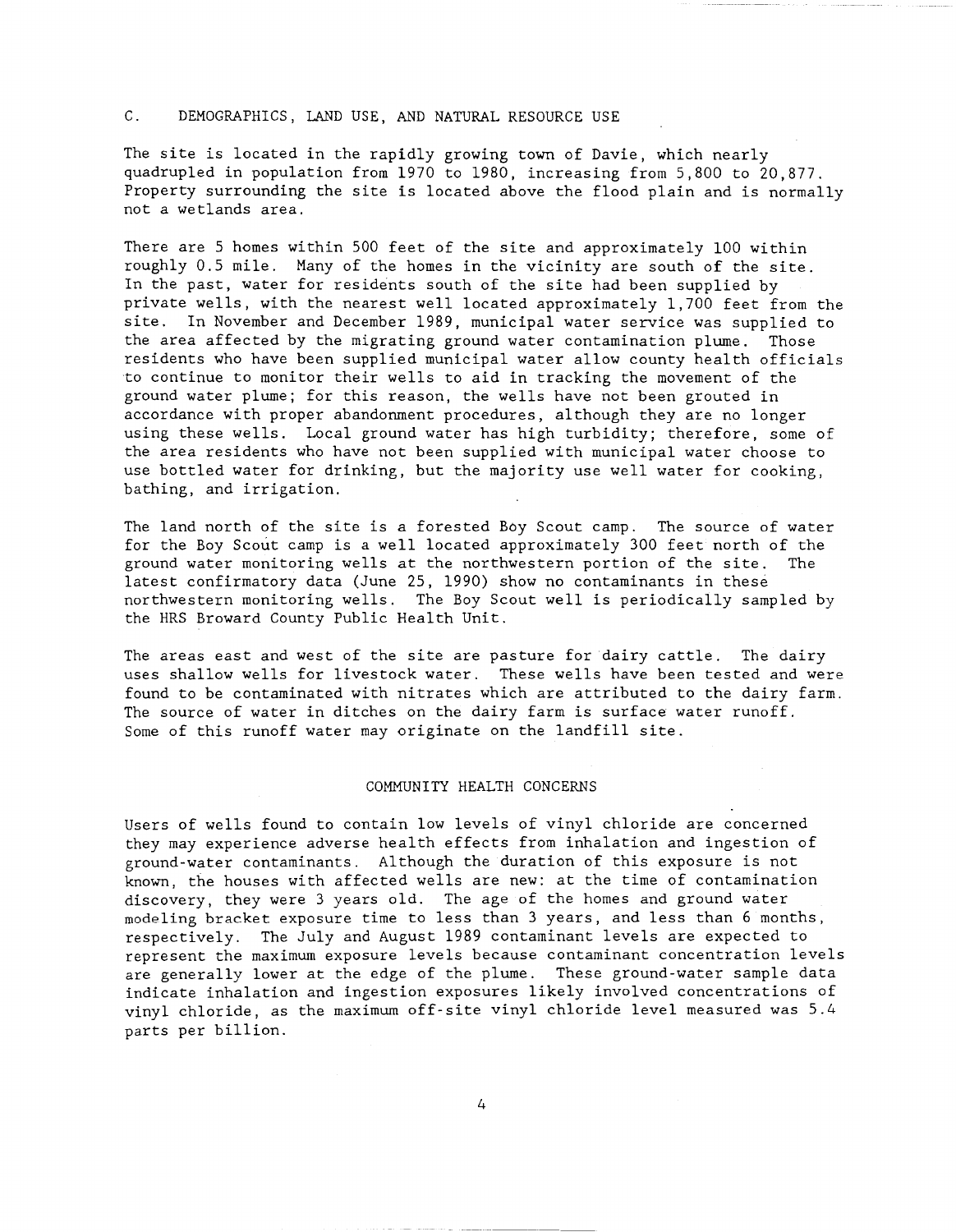## C. DEMOGRAPHICS, LAND USE, AND NATURAL RESOURCE USE

The site is located in the rapidly growing town of Davie, which nearly quadrupled in population from 1970 to 1980, increasing from 5,800 to 20,877. Property surrounding the site is located above the flood plain and is normally not a wetlands area.

There are 5 homes within 500 feet of the site and approximately 100 within roughly 0.5 mile. Many of the homes in the vicinity are south of the site. In the past, water for residents south of the site had been supplied by private wells, with the nearest well located approximately 1,700 feet from the site. In November and December 1989, municipal water service was supplied to the area affected by the migrating ground water contamination plume. Those residents who have been supplied municipal water allow county health officials to continue to monitor their wells to aid in tracking the movement of the ground water plume; for this reason, the wells have not been grouted in accordance with proper abandonment procedures, although they are no longer using these wells. Local ground water has high turbidity; therefore, some of the area residents who have not been supplied with municipal water choose to use bottled water for drinking, but the majority use well water for cooking, bathing, and irrigation.

The land north of the site is a forested Boy Scout camp. The source of water for the Boy Scout camp is a well located approximately 300 feet north of the ground water monitoring wells at the northwestern portion of the site. The latest confirmatory data (June 25, 1990) show no contaminants in these northwestern monitoring wells. The Boy Scout well is periodically sampled by the HRS Broward County Public Health Unit.

The areas east and west of the site are pasture for dairy cattle. The dairy uses shallow wells for livestock water. These wells have been tested and were found to be contaminated with nitrates which are attributed to the dairy farm. The source of water in ditches on the dairy farm is surface water runoff. Some of this runoff water may originate on the landfill site.

## COMMUNITY HEALTH CONCERNS

Users of wells found to contain low levels of vinyl chloride are concerned they may experience adverse health effects from inhalation and ingestion of ground-water contaminants. Although the duration of this exposure is not known, the houses with affected wells are new: at the time of contamination discovery, they were 3 years old. The age of the homes and ground water modeling bracket exposure time to less than 3 years, and less than 6 months, respectively. The July and August 1989 contaminant levels are expected to represent the maximum exposure levels because contaminant concentration levels are generally lower at the edge of the plume. These ground-water sample data indicate inhalation and ingestion exposures likely involved concentrations of vinyl chloride, as the maximum off-site vinyl chloride level measured was 5.4 parts per billion.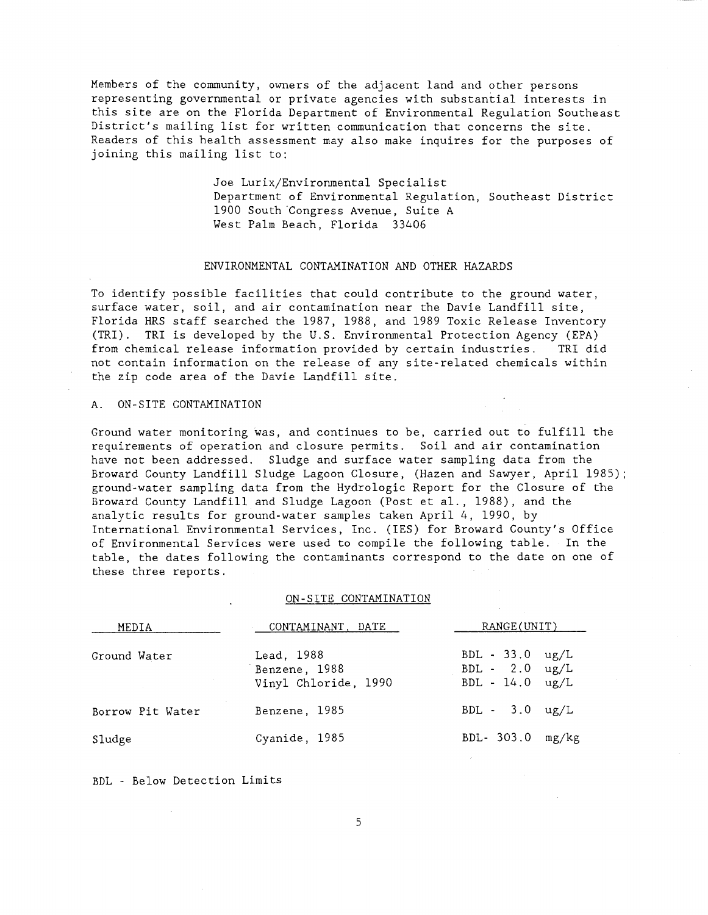Members of the community, owners of the adjacent land and other persons representing governmental or private agencies with substantial interests in this site are on the Florida Department of Environmental Regulation Southeast District's mailing list for written communication that concerns the site. Readers of this health assessment may also make inquires for the purposes of joining this mailing list to:

Joe Lurix/Environmental Specialist
Department of Environmental Regulation, Southeast District
1900 South Congress Avenue, Suite A
West Palm Beach, Florida 33406

## ENVIRONMENTAL CONTAMINATION AND OTHER HAZARDS

To identify possible facilities that could contribute to the ground water, surface water, soil, and air contamination near the Davie Landfill site, Florida HRS staff searched the 1987, 1988, and 1989 Toxic Release Inventory (TRI). TRI is developed by the U.S. Environmental Protection Agency (EPA) from chemical release information provided by certain industries. TRI did not contain information on the release of any site-related chemicals within the zip code area of the Davie Landfill site.

### A. ON-SITE CONTAMINATION

Ground water monitoring was, and continues to be, carried out to fulfill the requirements of operation and closure permits. Soil and air contamination have not been addressed. Sludge and surface water sampling data from the Broward County Landfill Sludge Lagoon Closure, (Hazen and Sawyer, April 1985); ground-water sampling data from the Hydrologic Report for the Closure of the Broward County Landfill and Sludge Lagoon (Post et al., 1988), and the analytic results for ground-water samples taken April 4, 1990, by International Environmental Services, Inc. (IES) for Broward County's Office of Environmental Services were used to compile the following table. In the table, the dates following the contaminants correspond to the date on one of these three reports.

ON-SITE CONTAMINATION

| MEDIA | CONTAMINANT, DATE | RANGE(UNIT) |
|---|---|---|
| Ground Water | Lead, 1988 | BDL - 33.0 ug/L |
| | Benzene, 1988 | BDL - 2.0 ug/L |
| | Vinyl Chloride, 1990 | BDL - 14.0 ug/L |
| Borrow Pit Water | Benzene, 1985 | BDL - 3.0 ug/L |
| Sludge | Cyanide, 1985 | BDL- 303.0 mg/kg |

BDL - Below Detection Limits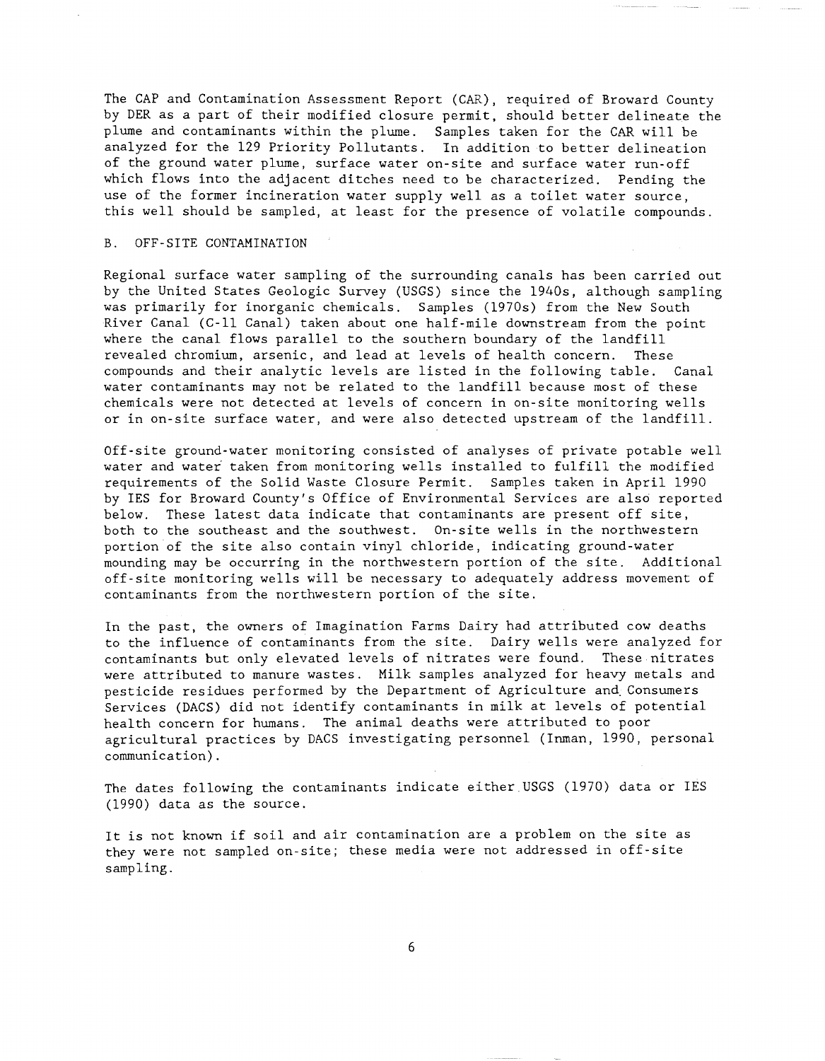The CAP and Contamination Assessment Report (CAR), required of Broward County by DER as a part of their modified closure permit, should better delineate the plume and contaminants within the plume. Samples taken for the CAR will be analyzed for the 129 Priority Pollutants. In addition to better delineation of the ground water plume, surface water on-site and surface water run-off which flows into the adjacent ditches need to be characterized. Pending the use of the former incineration water supply well as a toilet water source, this well should be sampled, at least for the presence of volatile compounds.

B. OFF-SITE CONTAMINATION

Regional surface water sampling of the surrounding canals has been carried out by the United States Geologic Survey (USGS) since the 1940s, although sampling was primarily for inorganic chemicals. Samples (1970s) from the New South River Canal (C-11 Canal) taken about one half-mile downstream from the point where the canal flows parallel to the southern boundary of the landfill revealed chromium, arsenic, and lead at levels of health concern. These compounds and their analytic levels are listed in the following table. Canal water contaminants may not be related to the landfill because most of these chemicals were not detected at levels of concern in on-site monitoring wells or in on-site surface water, and were also detected upstream of the landfill.

Off-site ground-water monitoring consisted of analyses of private potable well water and water taken from monitoring wells installed to fulfill the modified requirements of the Solid Waste Closure Permit. Samples taken in April 1990 by IES for Broward County's Office of Environmental Services are also reported below. These latest data indicate that contaminants are present off site, both to the southeast and the southwest. On-site wells in the northwestern portion of the site also contain vinyl chloride, indicating ground-water mounding may be occurring in the northwestern portion of the site. Additional off-site monitoring wells will be necessary to adequately address movement of contaminants from the northwestern portion of the site.

In the past, the owners of Imagination Farms Dairy had attributed cow deaths to the influence of contaminants from the site. Dairy wells were analyzed for contaminants but only elevated levels of nitrates were found. These nitrates were attributed to manure wastes. Milk samples analyzed for heavy metals and pesticide residues performed by the Department of Agriculture and Consumers Services (DACS) did not identify contaminants in milk at levels of potential health concern for humans. The animal deaths were attributed to poor agricultural practices by DACS investigating personnel (Inman, 1990, personal communication).

The dates following the contaminants indicate either USGS (1970) data or IES (1990) data as the source.

It is not known if soil and air contamination are a problem on the site as they were not sampled on-site; these media were not addressed in off-site sampling.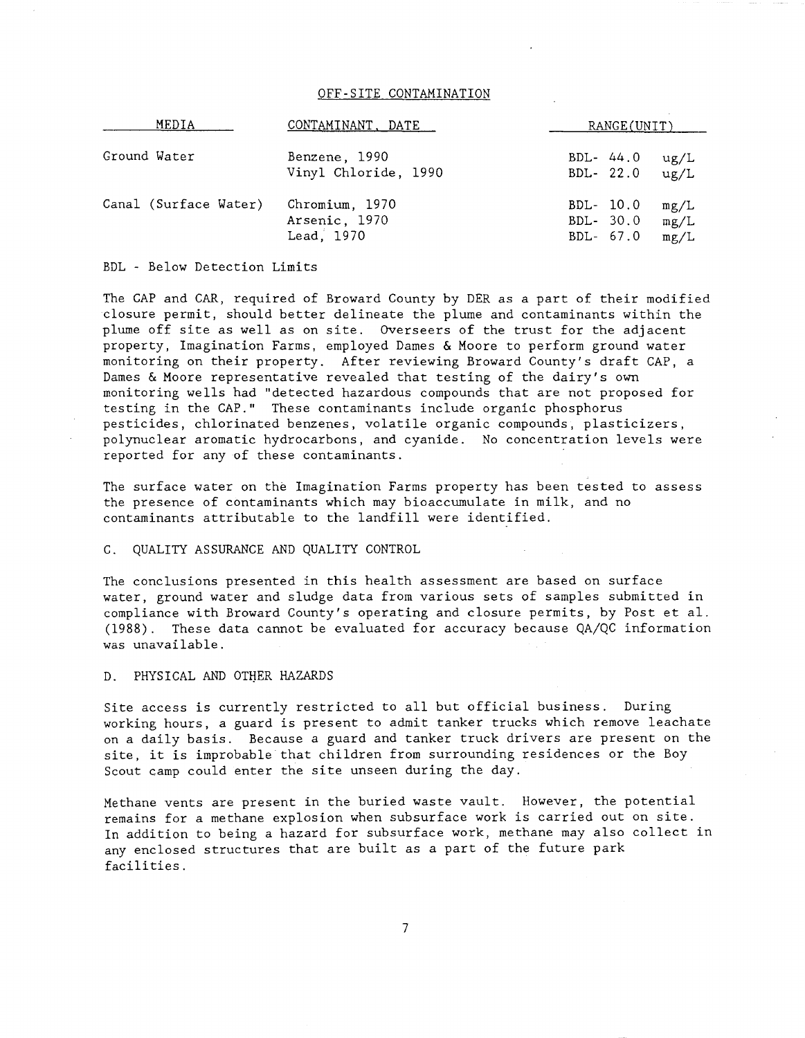## OFF-SITE CONTAMINATION

| MEDIA | CONTAMINANT, DATE | RANGE(UNIT) |
|---|---|---|
| Ground Water | Benzene, 1990 | BDL- 44.0 ug/L |
| | Vinyl Chloride, 1990 | BDL- 22.0 ug/L |
| Canal (Surface Water) | Chromium, 1970 | BDL- 10.0 mg/L |
| | Arsenic, 1970 | BDL- 30.0 mg/L |
| | Lead, 1970 | BDL- 67.0 mg/L |

BDL - Below Detection Limits

The CAP and CAR, required of Broward County by DER as a part of their modified closure permit, should better delineate the plume and contaminants within the plume off site as well as on site. Overseers of the trust for the adjacent property, Imagination Farms, employed Dames & Moore to perform ground water monitoring on their property. After reviewing Broward County's draft CAP, a Dames & Moore representative revealed that testing of the dairy's own monitoring wells had "detected hazardous compounds that are not proposed for testing in the CAP." These contaminants include organic phosphorus pesticides, chlorinated benzenes, volatile organic compounds, plasticizers, polynuclear aromatic hydrocarbons, and cyanide. No concentration levels were reported for any of these contaminants.

The surface water on the Imagination Farms property has been tested to assess the presence of contaminants which may bioaccumulate in milk, and no contaminants attributable to the landfill were identified.

### C. QUALITY ASSURANCE AND QUALITY CONTROL

The conclusions presented in this health assessment are based on surface water, ground water and sludge data from various sets of samples submitted in compliance with Broward County's operating and closure permits, by Post et al. (1988). These data cannot be evaluated for accuracy because QA/QC information was unavailable.

### D. PHYSICAL AND OTHER HAZARDS

Site access is currently restricted to all but official business. During working hours, a guard is present to admit tanker trucks which remove leachate on a daily basis. Because a guard and tanker truck drivers are present on the site, it is improbable that children from surrounding residences or the Boy Scout camp could enter the site unseen during the day.

Methane vents are present in the buried waste vault. However, the potential remains for a methane explosion when subsurface work is carried out on site. In addition to being a hazard for subsurface work, methane may also collect in any enclosed structures that are built as a part of the future park facilities.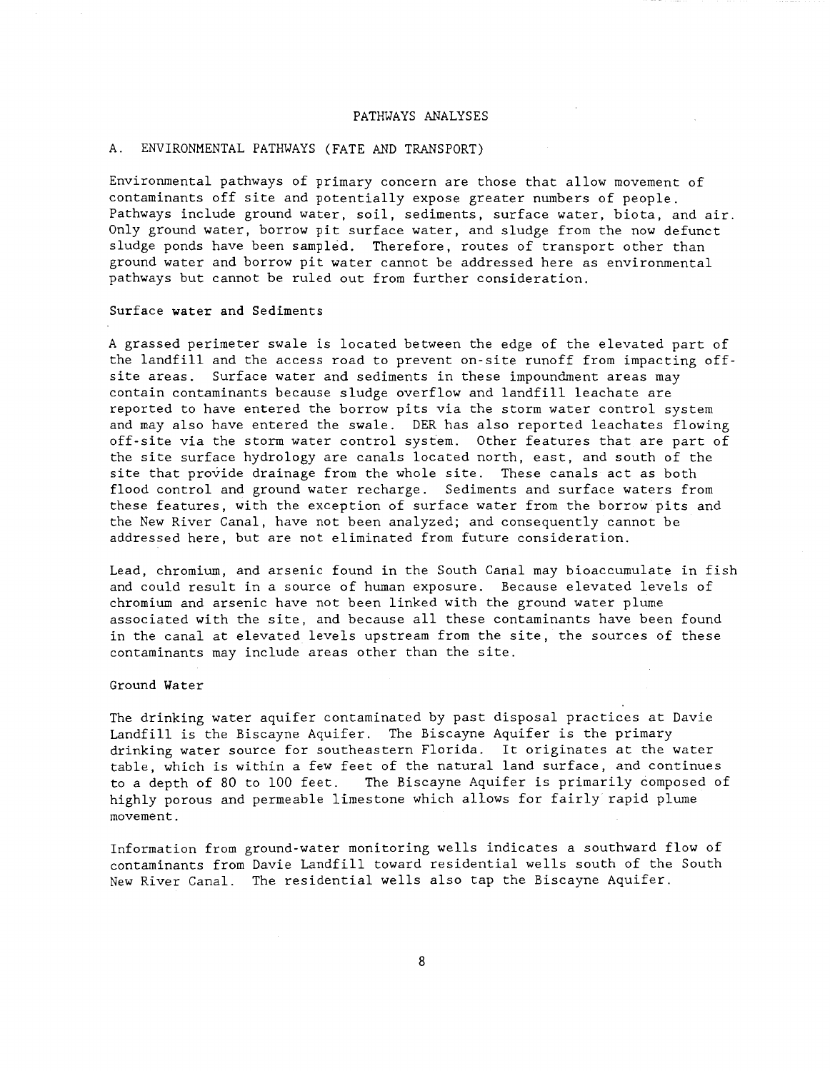# PATHWAYS ANALYSES

## A. ENVIRONMENTAL PATHWAYS (FATE AND TRANSPORT)

Environmental pathways of primary concern are those that allow movement of contaminants off site and potentially expose greater numbers of people. Pathways include ground water, soil, sediments, surface water, biota, and air. Only ground water, borrow pit surface water, and sludge from the now defunct sludge ponds have been sampled. Therefore, routes of transport other than ground water and borrow pit water cannot be addressed here as environmental pathways but cannot be ruled out from further consideration.

### Surface water and Sediments

A grassed perimeter swale is located between the edge of the elevated part of the landfill and the access road to prevent on-site runoff from impacting off-site areas. Surface water and sediments in these impoundment areas may contain contaminants because sludge overflow and landfill leachate are reported to have entered the borrow pits via the storm water control system and may also have entered the swale. DER has also reported leachates flowing off-site via the storm water control system. Other features that are part of the site surface hydrology are canals located north, east, and south of the site that provide drainage from the whole site. These canals act as both flood control and ground water recharge. Sediments and surface waters from these features, with the exception of surface water from the borrow pits and the New River Canal, have not been analyzed; and consequently cannot be addressed here, but are not eliminated from future consideration.

Lead, chromium, and arsenic found in the South Canal may bioaccumulate in fish and could result in a source of human exposure. Because elevated levels of chromium and arsenic have not been linked with the ground water plume associated with the site, and because all these contaminants have been found in the canal at elevated levels upstream from the site, the sources of these contaminants may include areas other than the site.

### Ground Water

The drinking water aquifer contaminated by past disposal practices at Davie Landfill is the Biscayne Aquifer. The Biscayne Aquifer is the primary drinking water source for southeastern Florida. It originates at the water table, which is within a few feet of the natural land surface, and continues to a depth of 80 to 100 feet. The Biscayne Aquifer is primarily composed of highly porous and permeable limestone which allows for fairly rapid plume movement.

Information from ground-water monitoring wells indicates a southward flow of contaminants from Davie Landfill toward residential wells south of the South New River Canal. The residential wells also tap the Biscayne Aquifer.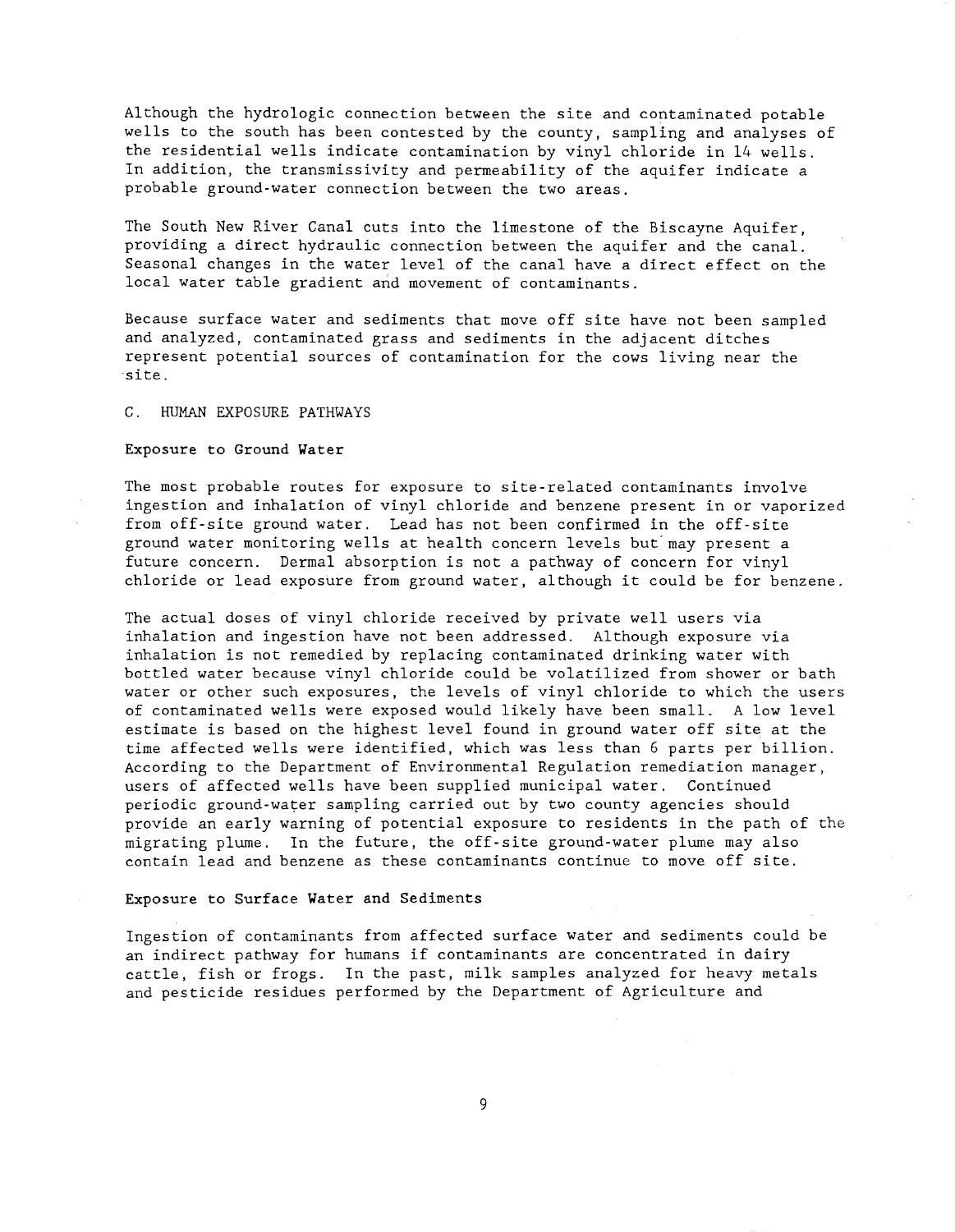Although the hydrologic connection between the site and contaminated potable wells to the south has been contested by the county, sampling and analyses of the residential wells indicate contamination by vinyl chloride in 14 wells. In addition, the transmissivity and permeability of the aquifer indicate a probable ground-water connection between the two areas.

The South New River Canal cuts into the limestone of the Biscayne Aquifer, providing a direct hydraulic connection between the aquifer and the canal. Seasonal changes in the water level of the canal have a direct effect on the local water table gradient and movement of contaminants.

Because surface water and sediments that move off site have not been sampled and analyzed, contaminated grass and sediments in the adjacent ditches represent potential sources of contamination for the cows living near the site.

## C. HUMAN EXPOSURE PATHWAYS

### Exposure to Ground Water

The most probable routes for exposure to site-related contaminants involve ingestion and inhalation of vinyl chloride and benzene present in or vaporized from off-site ground water. Lead has not been confirmed in the off-site ground water monitoring wells at health concern levels but may present a future concern. Dermal absorption is not a pathway of concern for vinyl chloride or lead exposure from ground water, although it could be for benzene.

The actual doses of vinyl chloride received by private well users via inhalation and ingestion have not been addressed. Although exposure via inhalation is not remedied by replacing contaminated drinking water with bottled water because vinyl chloride could be volatilized from shower or bath water or other such exposures, the levels of vinyl chloride to which the users of contaminated wells were exposed would likely have been small. A low level estimate is based on the highest level found in ground water off site at the time affected wells were identified, which was less than 6 parts per billion. According to the Department of Environmental Regulation remediation manager, users of affected wells have been supplied municipal water. Continued periodic ground-water sampling carried out by two county agencies should provide an early warning of potential exposure to residents in the path of the migrating plume. In the future, the off-site ground-water plume may also contain lead and benzene as these contaminants continue to move off site.

### Exposure to Surface Water and Sediments

Ingestion of contaminants from affected surface water and sediments could be an indirect pathway for humans if contaminants are concentrated in dairy cattle, fish or frogs. In the past, milk samples analyzed for heavy metals and pesticide residues performed by the Department of Agriculture and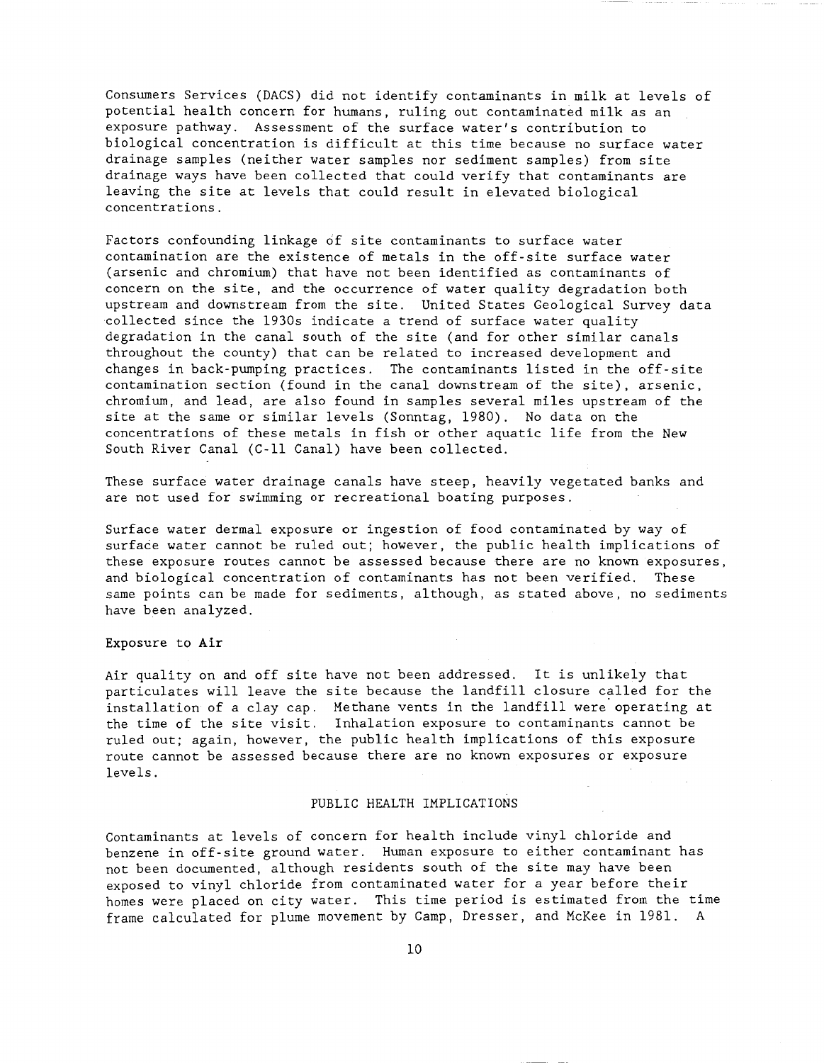Consumers Services (DACS) did not identify contaminants in milk at levels of potential health concern for humans, ruling out contaminated milk as an exposure pathway. Assessment of the surface water's contribution to biological concentration is difficult at this time because no surface water drainage samples (neither water samples nor sediment samples) from site drainage ways have been collected that could verify that contaminants are leaving the site at levels that could result in elevated biological concentrations.

Factors confounding linkage of site contaminants to surface water contamination are the existence of metals in the off-site surface water (arsenic and chromium) that have not been identified as contaminants of concern on the site, and the occurrence of water quality degradation both upstream and downstream from the site. United States Geological Survey data collected since the 1930s indicate a trend of surface water quality degradation in the canal south of the site (and for other similar canals throughout the county) that can be related to increased development and changes in back-pumping practices. The contaminants listed in the off-site contamination section (found in the canal downstream of the site), arsenic, chromium, and lead, are also found in samples several miles upstream of the site at the same or similar levels (Sonntag, 1980). No data on the concentrations of these metals in fish or other aquatic life from the New South River Canal (C-11 Canal) have been collected.

These surface water drainage canals have steep, heavily vegetated banks and are not used for swimming or recreational boating purposes.

Surface water dermal exposure or ingestion of food contaminated by way of surface water cannot be ruled out; however, the public health implications of these exposure routes cannot be assessed because there are no known exposures, and biological concentration of contaminants has not been verified. These same points can be made for sediments, although, as stated above, no sediments have been analyzed.

### Exposure to Air

Air quality on and off site have not been addressed. It is unlikely that particulates will leave the site because the landfill closure called for the installation of a clay cap. Methane vents in the landfill were operating at the time of the site visit. Inhalation exposure to contaminants cannot be ruled out; again, however, the public health implications of this exposure route cannot be assessed because there are no known exposures or exposure levels.

## PUBLIC HEALTH IMPLICATIONS

Contaminants at levels of concern for health include vinyl chloride and benzene in off-site ground water. Human exposure to either contaminant has not been documented, although residents south of the site may have been exposed to vinyl chloride from contaminated water for a year before their homes were placed on city water. This time period is estimated from the time frame calculated for plume movement by Camp, Dresser, and McKee in 1981. A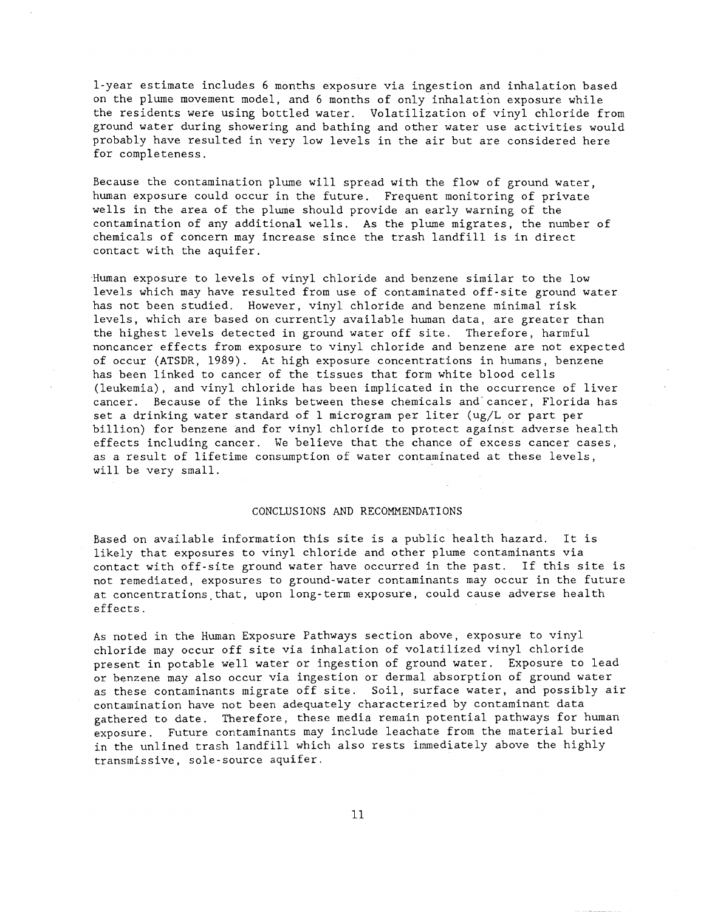1-year estimate includes 6 months exposure via ingestion and inhalation based on the plume movement model, and 6 months of only inhalation exposure while the residents were using bottled water. Volatilization of vinyl chloride from ground water during showering and bathing and other water use activities would probably have resulted in very low levels in the air but are considered here for completeness.

Because the contamination plume will spread with the flow of ground water, human exposure could occur in the future. Frequent monitoring of private wells in the area of the plume should provide an early warning of the contamination of any additional wells. As the plume migrates, the number of chemicals of concern may increase since the trash landfill is in direct contact with the aquifer.

Human exposure to levels of vinyl chloride and benzene similar to the low levels which may have resulted from use of contaminated off-site ground water has not been studied. However, vinyl chloride and benzene minimal risk levels, which are based on currently available human data, are greater than the highest levels detected in ground water off site. Therefore, harmful noncancer effects from exposure to vinyl chloride and benzene are not expected of occur (ATSDR, 1989). At high exposure concentrations in humans, benzene has been linked to cancer of the tissues that form white blood cells (leukemia), and vinyl chloride has been implicated in the occurrence of liver cancer. Because of the links between these chemicals and cancer, Florida has set a drinking water standard of 1 microgram per liter (ug/L or part per billion) for benzene and for vinyl chloride to protect against adverse health effects including cancer. We believe that the chance of excess cancer cases, as a result of lifetime consumption of water contaminated at these levels, will be very small.

## CONCLUSIONS AND RECOMMENDATIONS

Based on available information this site is a public health hazard. It is likely that exposures to vinyl chloride and other plume contaminants via contact with off-site ground water have occurred in the past. If this site is not remediated, exposures to ground-water contaminants may occur in the future at concentrations that, upon long-term exposure, could cause adverse health effects.

As noted in the Human Exposure Pathways section above, exposure to vinyl chloride may occur off site via inhalation of volatilized vinyl chloride present in potable well water or ingestion of ground water. Exposure to lead or benzene may also occur via ingestion or dermal absorption of ground water as these contaminants migrate off site. Soil, surface water, and possibly air contamination have not been adequately characterized by contaminant data gathered to date. Therefore, these media remain potential pathways for human exposure. Future contaminants may include leachate from the material buried in the unlined trash landfill which also rests immediately above the highly transmissive, sole-source aquifer.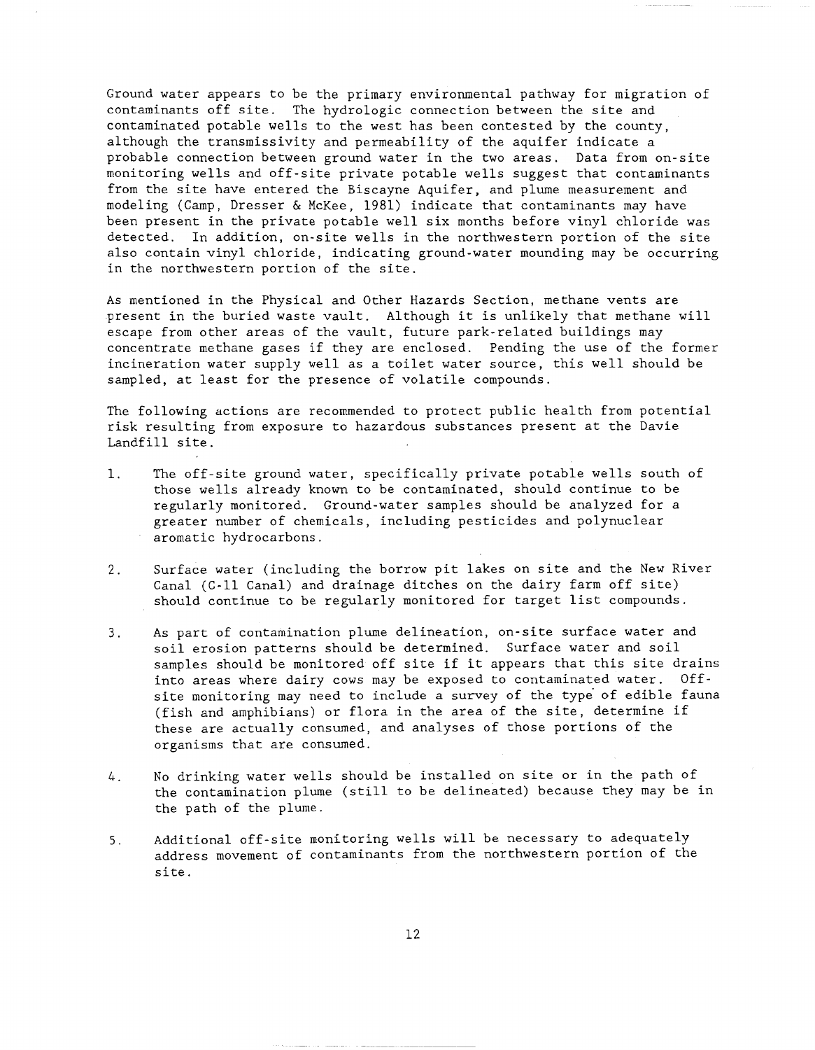Ground water appears to be the primary environmental pathway for migration of contaminants off site. The hydrologic connection between the site and contaminated potable wells to the west has been contested by the county, although the transmissivity and permeability of the aquifer indicate a probable connection between ground water in the two areas. Data from on-site monitoring wells and off-site private potable wells suggest that contaminants from the site have entered the Biscayne Aquifer, and plume measurement and modeling (Camp, Dresser & McKee, 1981) indicate that contaminants may have been present in the private potable well six months before vinyl chloride was detected. In addition, on-site wells in the northwestern portion of the site also contain vinyl chloride, indicating ground-water mounding may be occurring in the northwestern portion of the site.

As mentioned in the Physical and Other Hazards Section, methane vents are present in the buried waste vault. Although it is unlikely that methane will escape from other areas of the vault, future park-related buildings may concentrate methane gases if they are enclosed. Pending the use of the former incineration water supply well as a toilet water source, this well should be sampled, at least for the presence of volatile compounds.

The following actions are recommended to protect public health from potential risk resulting from exposure to hazardous substances present at the Davie Landfill site.

1. The off-site ground water, specifically private potable wells south of those wells already known to be contaminated, should continue to be regularly monitored. Ground-water samples should be analyzed for a greater number of chemicals, including pesticides and polynuclear aromatic hydrocarbons.

2. Surface water (including the borrow pit lakes on site and the New River Canal (C-11 Canal) and drainage ditches on the dairy farm off site) should continue to be regularly monitored for target list compounds.

3. As part of contamination plume delineation, on-site surface water and soil erosion patterns should be determined. Surface water and soil samples should be monitored off site if it appears that this site drains into areas where dairy cows may be exposed to contaminated water. Off-site monitoring may need to include a survey of the type of edible fauna (fish and amphibians) or flora in the area of the site, determine if these are actually consumed, and analyses of those portions of the organisms that are consumed.

4. No drinking water wells should be installed on site or in the path of the contamination plume (still to be delineated) because they may be in the path of the plume.

5. Additional off-site monitoring wells will be necessary to adequately address movement of contaminants from the northwestern portion of the site.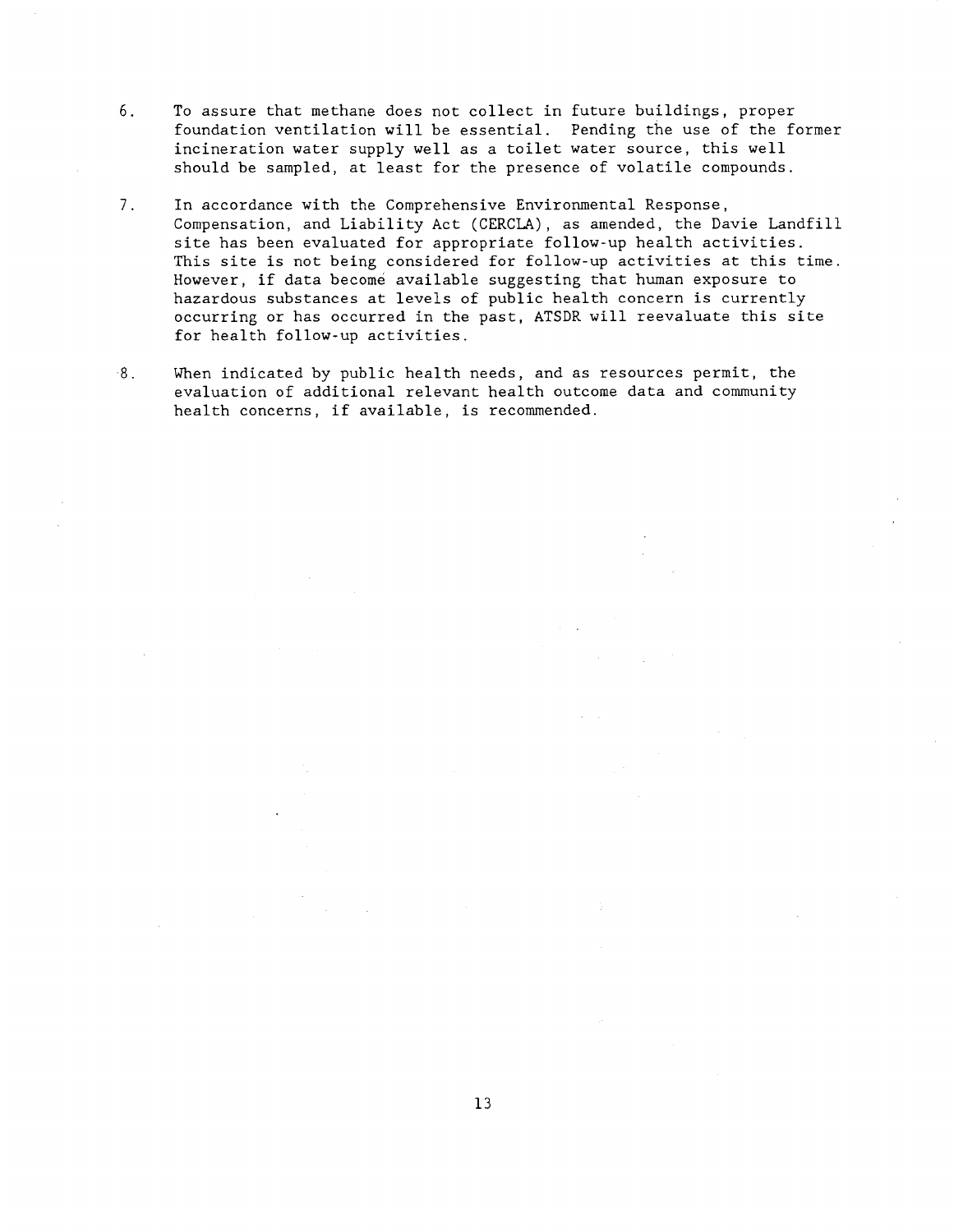6. To assure that methane does not collect in future buildings, proper foundation ventilation will be essential. Pending the use of the former incineration water supply well as a toilet water source, this well should be sampled, at least for the presence of volatile compounds.

7. In accordance with the Comprehensive Environmental Response, Compensation, and Liability Act (CERCLA), as amended, the Davie Landfill site has been evaluated for appropriate follow-up health activities. This site is not being considered for follow-up activities at this time. However, if data become available suggesting that human exposure to hazardous substances at levels of public health concern is currently occurring or has occurred in the past, ATSDR will reevaluate this site for health follow-up activities.

8. When indicated by public health needs, and as resources permit, the evaluation of additional relevant health outcome data and community health concerns, if available, is recommended.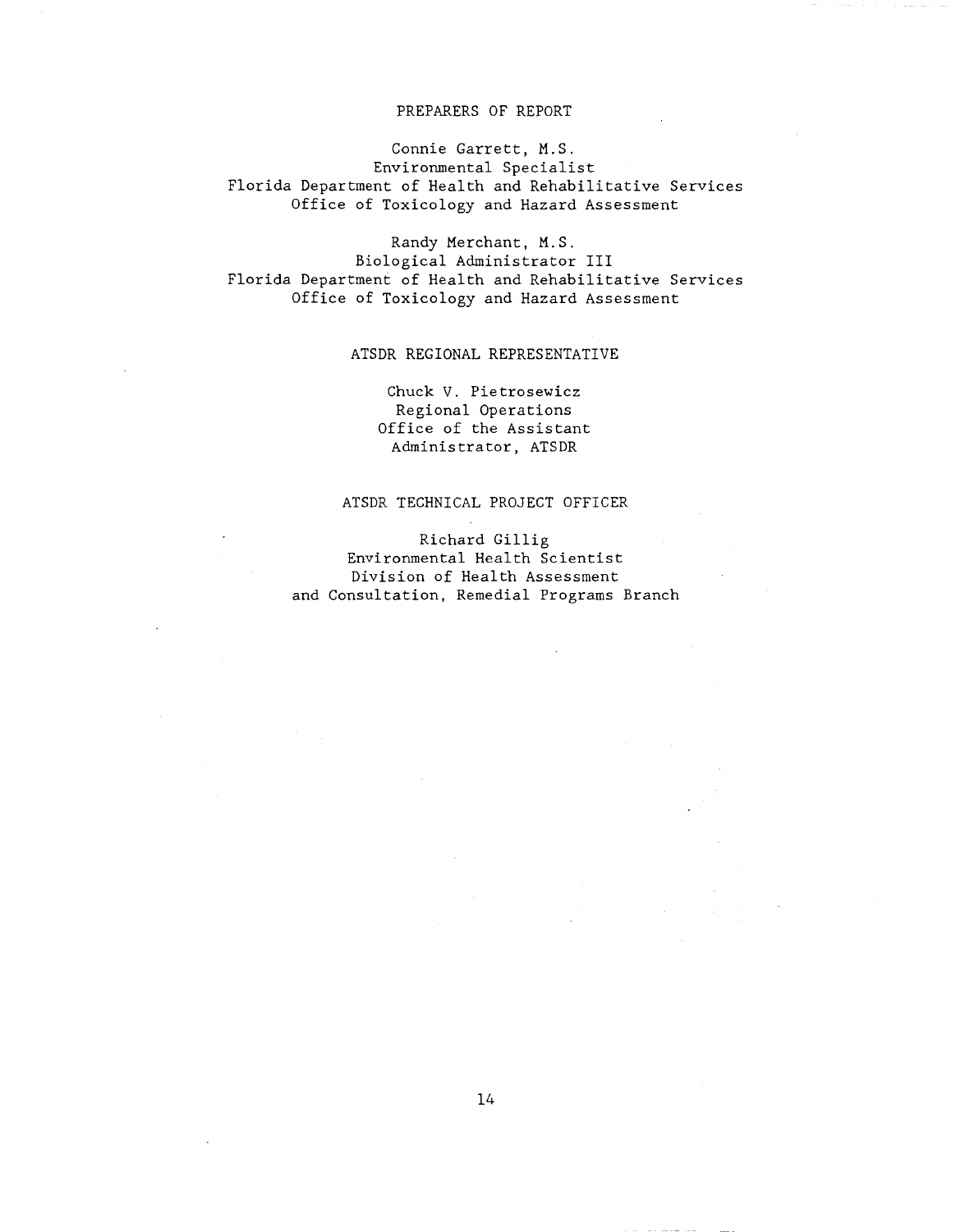## PREPARERS OF REPORT

Connie Garrett, M.S.
Environmental Specialist
Florida Department of Health and Rehabilitative Services
Office of Toxicology and Hazard Assessment

Randy Merchant, M.S.
Biological Administrator III
Florida Department of Health and Rehabilitative Services
Office of Toxicology and Hazard Assessment

## ATSDR REGIONAL REPRESENTATIVE

Chuck V. Pietrosewicz
Regional Operations
Office of the Assistant
Administrator, ATSDR

## ATSDR TECHNICAL PROJECT OFFICER

Richard Gillig
Environmental Health Scientist
Division of Health Assessment
and Consultation, Remedial Programs Branch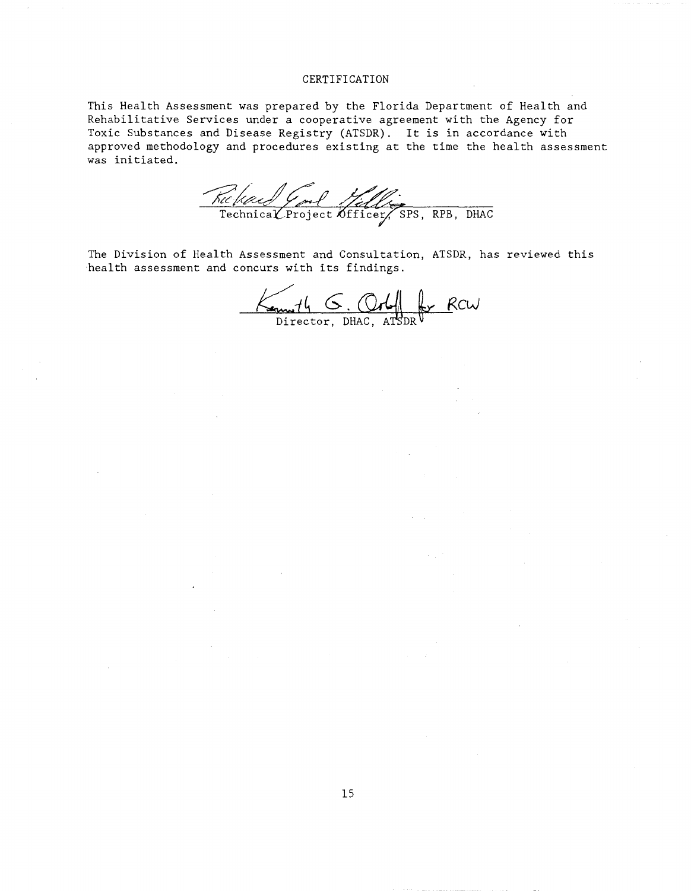# CERTIFICATION

This Health Assessment was prepared by the Florida Department of Health and Rehabilitative Services under a cooperative agreement with the Agency for Toxic Substances and Disease Registry (ATSDR). It is in accordance with approved methodology and procedures existing at the time the health assessment was initiated.

Richard Gail Gillig

Technical Project Officer, SPS, RPB, DHAC

The Division of Health Assessment and Consultation, ATSDR, has reviewed this health assessment and concurs with its findings.

Kenneth G. Orloff for RCW

Director, DHAC, ATSDR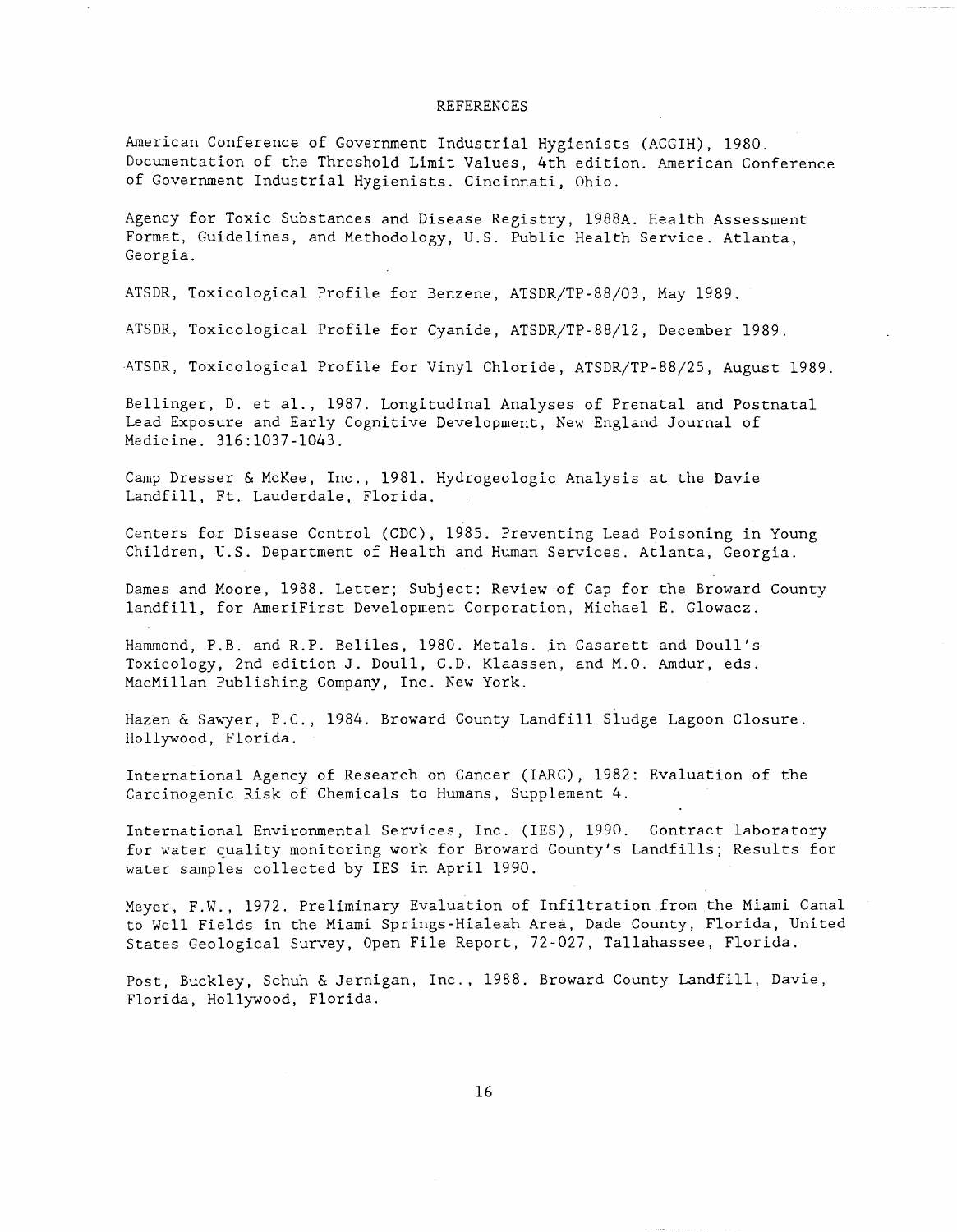# REFERENCES

American Conference of Government Industrial Hygienists (ACGIH), 1980. Documentation of the Threshold Limit Values, 4th edition. American Conference of Government Industrial Hygienists. Cincinnati, Ohio.

Agency for Toxic Substances and Disease Registry, 1988A. Health Assessment Format, Guidelines, and Methodology, U.S. Public Health Service. Atlanta, Georgia.

ATSDR, Toxicological Profile for Benzene, ATSDR/TP-88/03, May 1989.

ATSDR, Toxicological Profile for Cyanide, ATSDR/TP-88/12, December 1989.

ATSDR, Toxicological Profile for Vinyl Chloride, ATSDR/TP-88/25, August 1989.

Bellinger, D. et al., 1987. Longitudinal Analyses of Prenatal and Postnatal Lead Exposure and Early Cognitive Development, New England Journal of Medicine. 316:1037-1043.

Camp Dresser & McKee, Inc., 1981. Hydrogeologic Analysis at the Davie Landfill, Ft. Lauderdale, Florida.

Centers for Disease Control (CDC), 1985. Preventing Lead Poisoning in Young Children, U.S. Department of Health and Human Services. Atlanta, Georgia.

Dames and Moore, 1988. Letter; Subject: Review of Cap for the Broward County landfill, for AmeriFirst Development Corporation, Michael E. Glowacz.

Hammond, P.B. and R.P. Beliles, 1980. Metals. in Casarett and Doull's Toxicology, 2nd edition J. Doull, C.D. Klaassen, and M.O. Amdur, eds. MacMillan Publishing Company, Inc. New York.

Hazen & Sawyer, P.C., 1984. Broward County Landfill Sludge Lagoon Closure. Hollywood, Florida.

International Agency of Research on Cancer (IARC), 1982: Evaluation of the Carcinogenic Risk of Chemicals to Humans, Supplement 4.

International Environmental Services, Inc. (IES), 1990. Contract laboratory for water quality monitoring work for Broward County's Landfills; Results for water samples collected by IES in April 1990.

Meyer, F.W., 1972. Preliminary Evaluation of Infiltration from the Miami Canal to Well Fields in the Miami Springs-Hialeah Area, Dade County, Florida, United States Geological Survey, Open File Report, 72-027, Tallahassee, Florida.

Post, Buckley, Schuh & Jernigan, Inc., 1988. Broward County Landfill, Davie, Florida, Hollywood, Florida.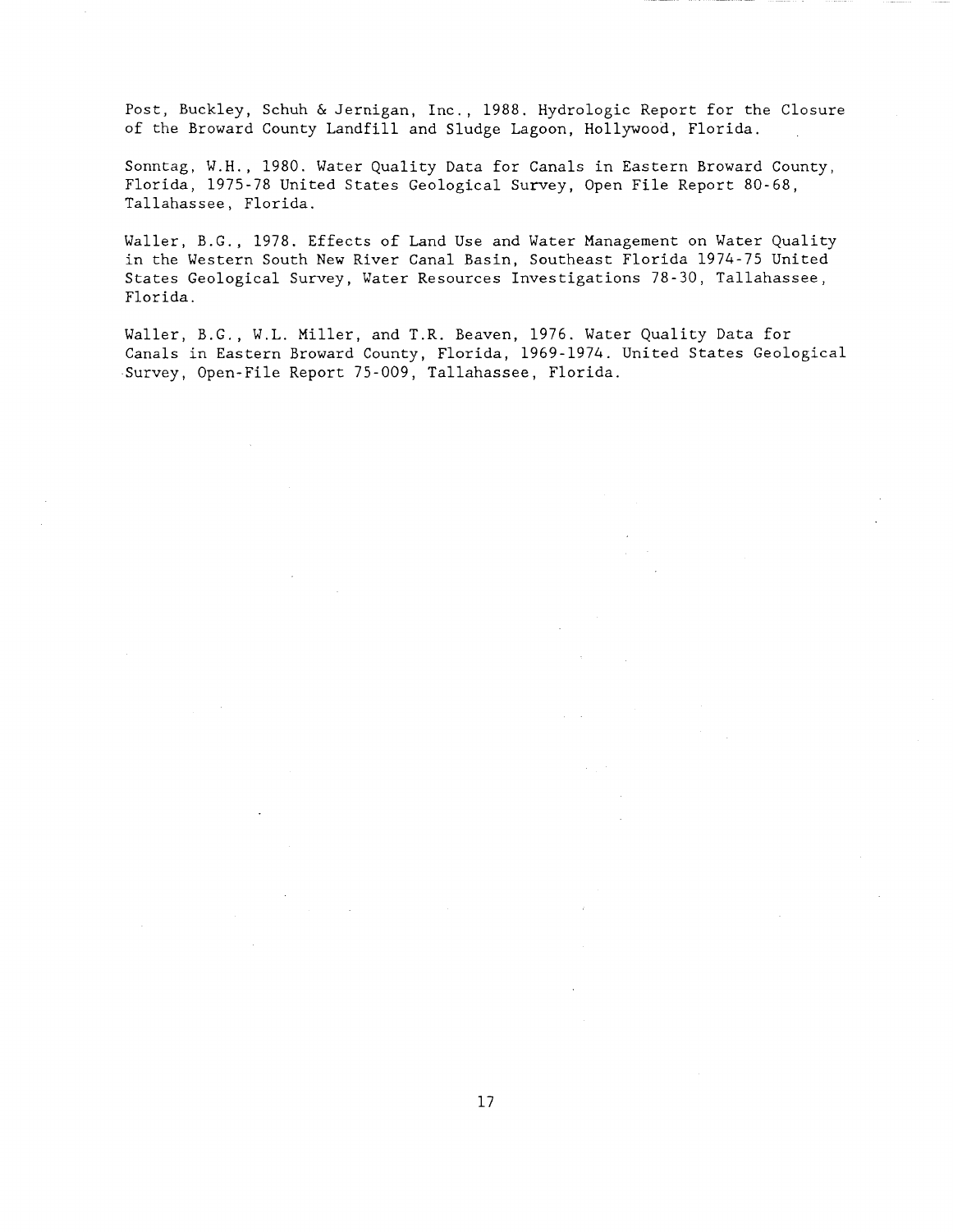Post, Buckley, Schuh & Jernigan, Inc., 1988. Hydrologic Report for the Closure of the Broward County Landfill and Sludge Lagoon, Hollywood, Florida.

Sonntag, W.H., 1980. Water Quality Data for Canals in Eastern Broward County, Florida, 1975-78 United States Geological Survey, Open File Report 80-68, Tallahassee, Florida.

Waller, B.G., 1978. Effects of Land Use and Water Management on Water Quality in the Western South New River Canal Basin, Southeast Florida 1974-75 United States Geological Survey, Water Resources Investigations 78-30, Tallahassee, Florida.

Waller, B.G., W.L. Miller, and T.R. Beaven, 1976. Water Quality Data for Canals in Eastern Broward County, Florida, 1969-1974. United States Geological Survey, Open-File Report 75-009, Tallahassee, Florida.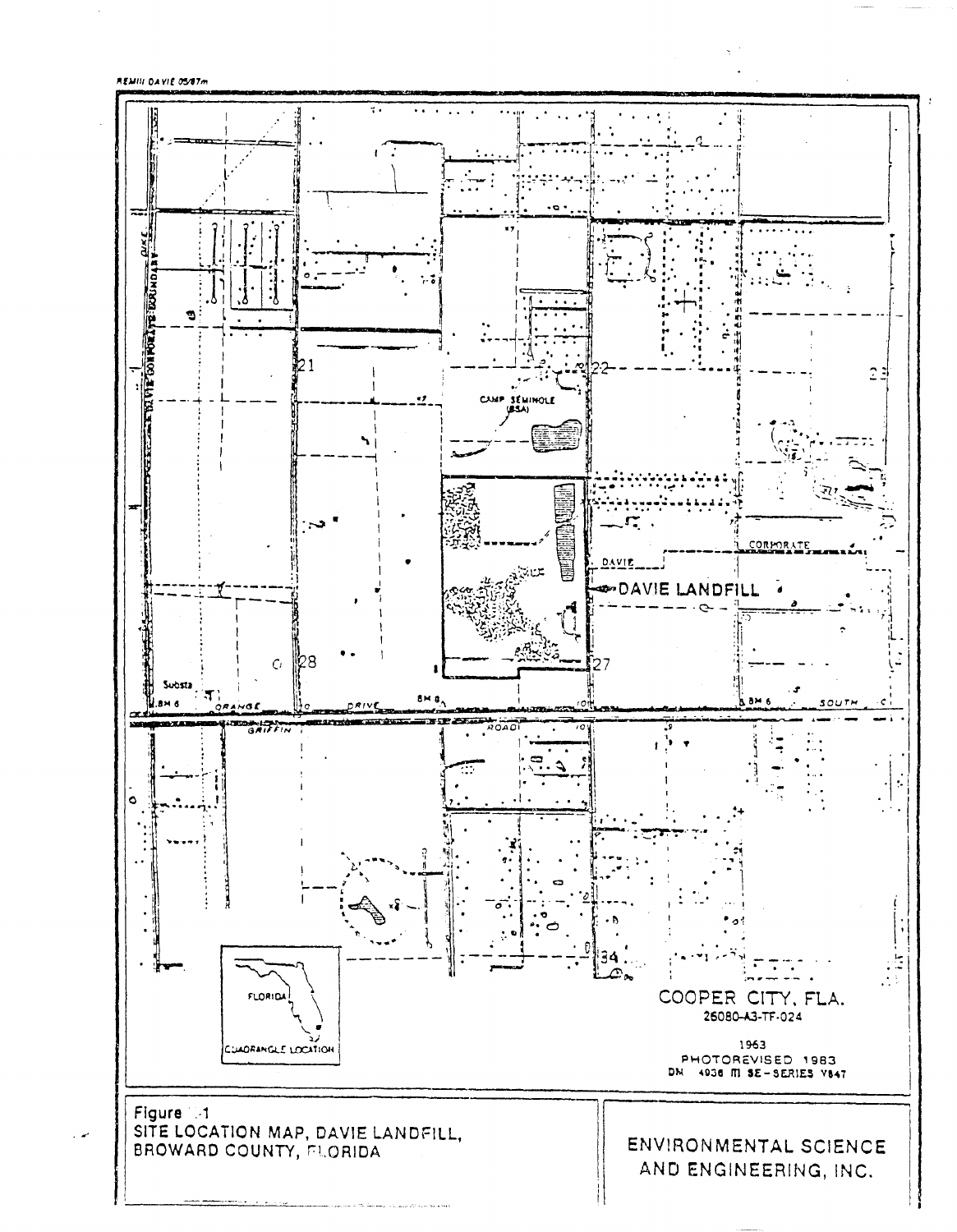REMIII DAVIE 05/87m

DAVIE LANDFILL

CAMP SEMINOLE (BSA)

COOPER CITY, FLA.
26080-A3-TF-024

1963
PHOTOREVISED 1983
DM 4936 III SE-SERIES V847

Figure 1-1
SITE LOCATION MAP, DAVIE LANDFILL, BROWARD COUNTY, FLORIDA

ENVIRONMENTAL SCIENCE AND ENGINEERING, INC.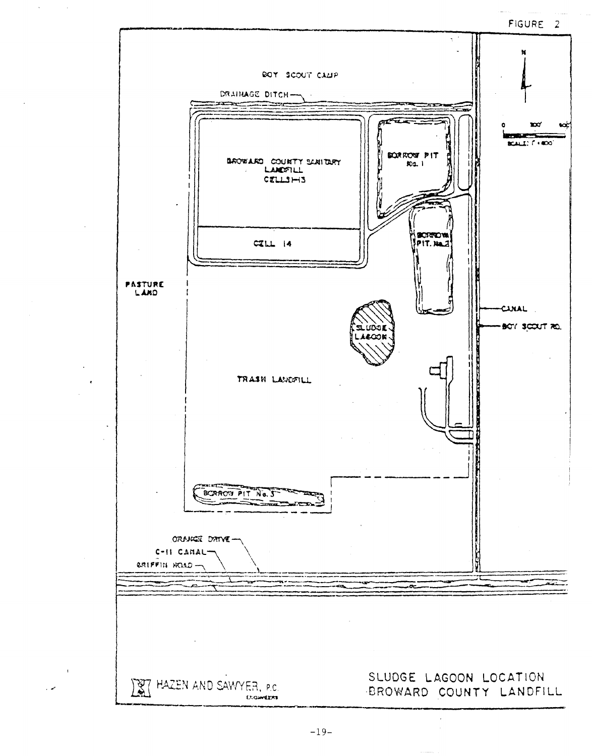FIGURE 2

BOY SCOUT CAMP

DRAINAGE DITCH

BROWARD COUNTY SANITARY LANDFILL CELLS 1-13

CELL 14

BORROW PIT No. 1

BORROW PIT No. 2

PASTURE LAND

SLUDGE LAGOON

TRASH LANDFILL

BORROW PIT No. 3

CANAL

BOY SCOUT RD.

ORANGE DRIVE

C-11 CANAL

GRIFFIN ROAD

N

0 200' 400'

SCALE: 1" = 400'

HAZEN AND SAWYER, P.C. ENGINEERS

SLUDGE LAGOON LOCATION
BROWARD COUNTY LANDFILL